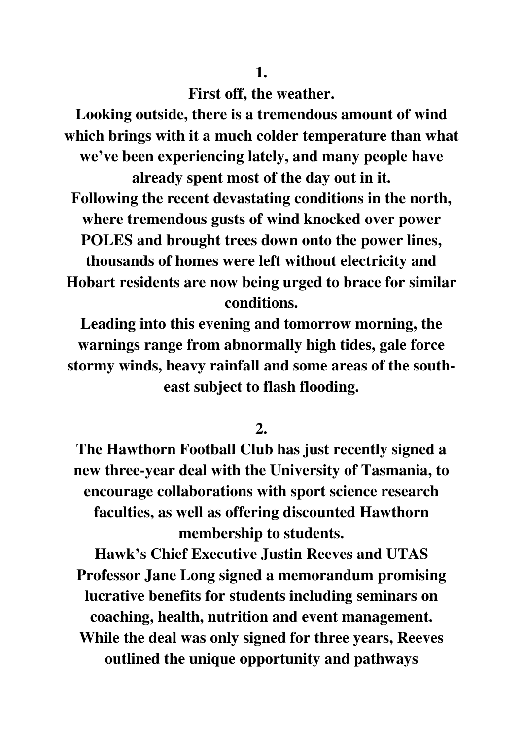**1.**

**First off, the weather.**

**Looking outside, there is a tremendous amount of wind which brings with it a much colder temperature than what we've been experiencing lately, and many people have already spent most of the day out in it.**

**Following the recent devastating conditions in the north, where tremendous gusts of wind knocked over power POLES and brought trees down onto the power lines, thousands of homes were left without electricity and Hobart residents are now being urged to brace for similar conditions.**

**Leading into this evening and tomorrow morning, the warnings range from abnormally high tides, gale force stormy winds, heavy rainfall and some areas of the south-east subject to flash flooding.**

**2.**

**The Hawthorn Football Club has just recently signed a new three-year deal with the University of Tasmania, to encourage collaborations with sport science research faculties, as well as offering discounted Hawthorn membership to students.**

**Hawk's Chief Executive Justin Reeves and UTAS Professor Jane Long signed a memorandum promising lucrative benefits for students including seminars on coaching, health, nutrition and event management.**

**While the deal was only signed for three years, Reeves outlined the unique opportunity and pathways**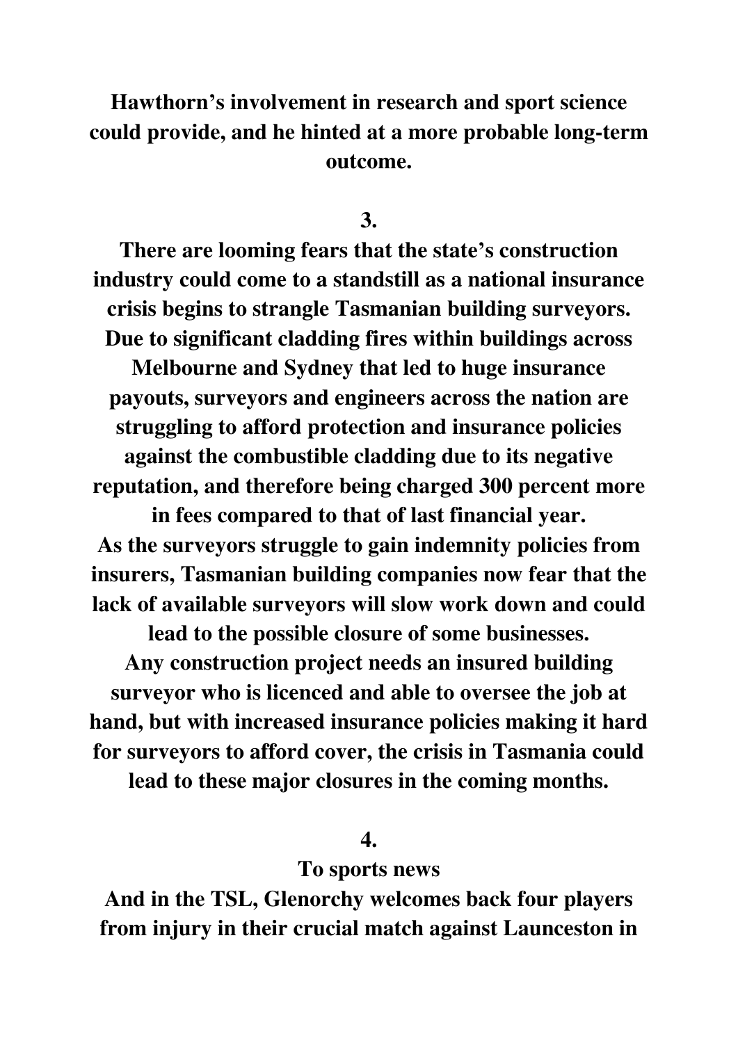**Hawthorn's involvement in research and sport science could provide, and he hinted at a more probable long-term outcome.**

**3.**

**There are looming fears that the state's construction industry could come to a standstill as a national insurance crisis begins to strangle Tasmanian building surveyors. Due to significant cladding fires within buildings across Melbourne and Sydney that led to huge insurance payouts, surveyors and engineers across the nation are struggling to afford protection and insurance policies against the combustible cladding due to its negative reputation, and therefore being charged 300 percent more in fees compared to that of last financial year.**
**As the surveyors struggle to gain indemnity policies from insurers, Tasmanian building companies now fear that the lack of available surveyors will slow work down and could lead to the possible closure of some businesses.**
**Any construction project needs an insured building surveyor who is licenced and able to oversee the job at hand, but with increased insurance policies making it hard for surveyors to afford cover, the crisis in Tasmania could lead to these major closures in the coming months.**

**4.**

**To sports news**
**And in the TSL, Glenorchy welcomes back four players from injury in their crucial match against Launceston in**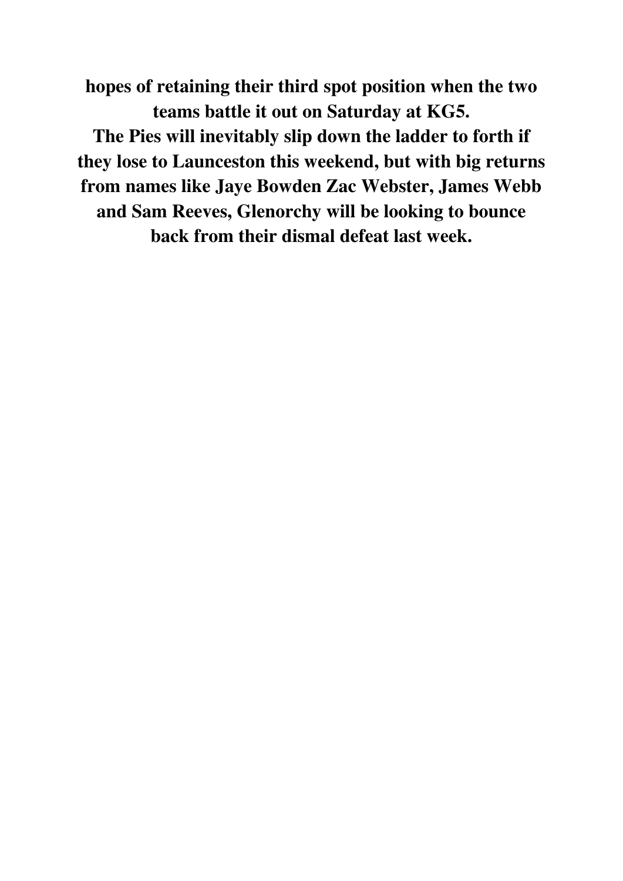**hopes of retaining their third spot position when the two teams battle it out on Saturday at KG5.**

**The Pies will inevitably slip down the ladder to forth if they lose to Launceston this weekend, but with big returns from names like Jaye Bowden Zac Webster, James Webb and Sam Reeves, Glenorchy will be looking to bounce back from their dismal defeat last week.**